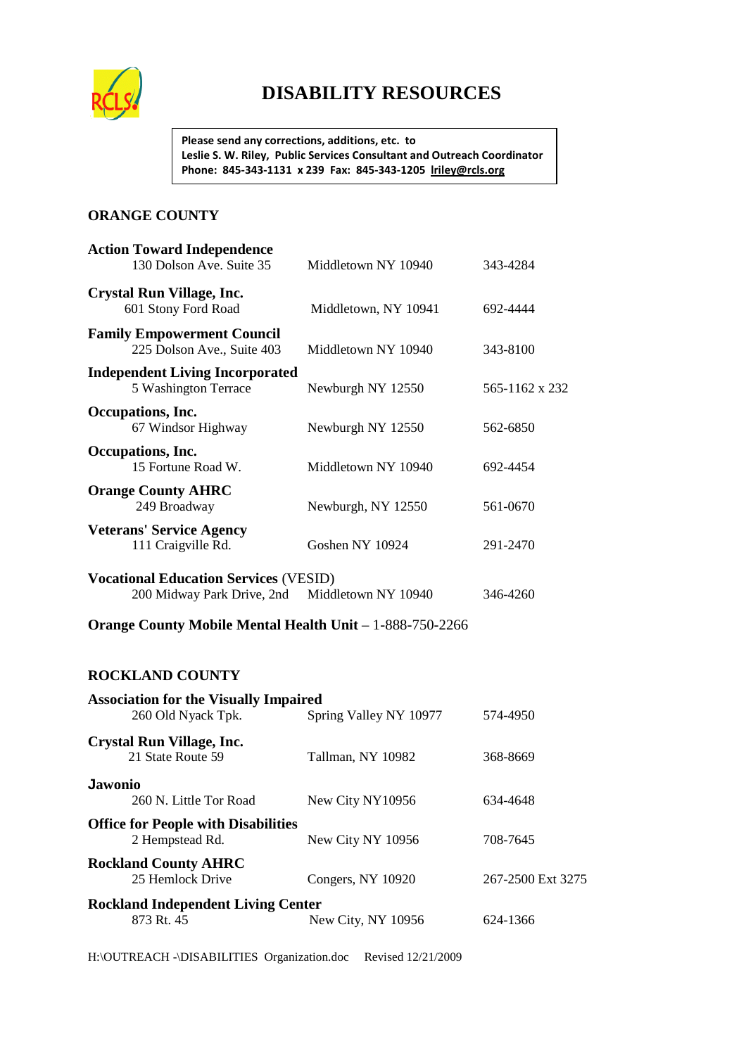# DISABILITY RESOURCES

> **Please send any corrections, additions, etc. to**
> **Leslie S. W. Riley, Public Services Consultant and Outreach Coordinator**
> **Phone: 845-343-1131 x 239 Fax: 845-343-1205 lriley@rcls.org**

## ORANGE COUNTY

**Action Toward Independence**
130 Dolson Ave. Suite 35 — Middletown NY 10940 — 343-4284

**Crystal Run Village, Inc.**
601 Stony Ford Road — Middletown, NY 10941 — 692-4444

**Family Empowerment Council**
225 Dolson Ave., Suite 403 — Middletown NY 10940 — 343-8100

**Independent Living Incorporated**
5 Washington Terrace — Newburgh NY 12550 — 565-1162 x 232

**Occupations, Inc.**
67 Windsor Highway — Newburgh NY 12550 — 562-6850

**Occupations, Inc.**
15 Fortune Road W. — Middletown NY 10940 — 692-4454

**Orange County AHRC**
249 Broadway — Newburgh, NY 12550 — 561-0670

**Veterans' Service Agency**
111 Craigville Rd. — Goshen NY 10924 — 291-2470

**Vocational Education Services** (VESID)
200 Midway Park Drive, 2nd — Middletown NY 10940 — 346-4260

**Orange County Mobile Mental Health Unit** – 1-888-750-2266

## ROCKLAND COUNTY

**Association for the Visually Impaired**
260 Old Nyack Tpk. — Spring Valley NY 10977 — 574-4950

**Crystal Run Village, Inc.**
21 State Route 59 — Tallman, NY 10982 — 368-8669

**Jawonio**
260 N. Little Tor Road — New City NY10956 — 634-4648

**Office for People with Disabilities**
2 Hempstead Rd. — New City NY 10956 — 708-7645

**Rockland County AHRC**
25 Hemlock Drive — Congers, NY 10920 — 267-2500 Ext 3275

**Rockland Independent Living Center**
873 Rt. 45 — New City, NY 10956 — 624-1366

H:\OUTREACH -\DISABILITIES Organization.doc Revised 12/21/2009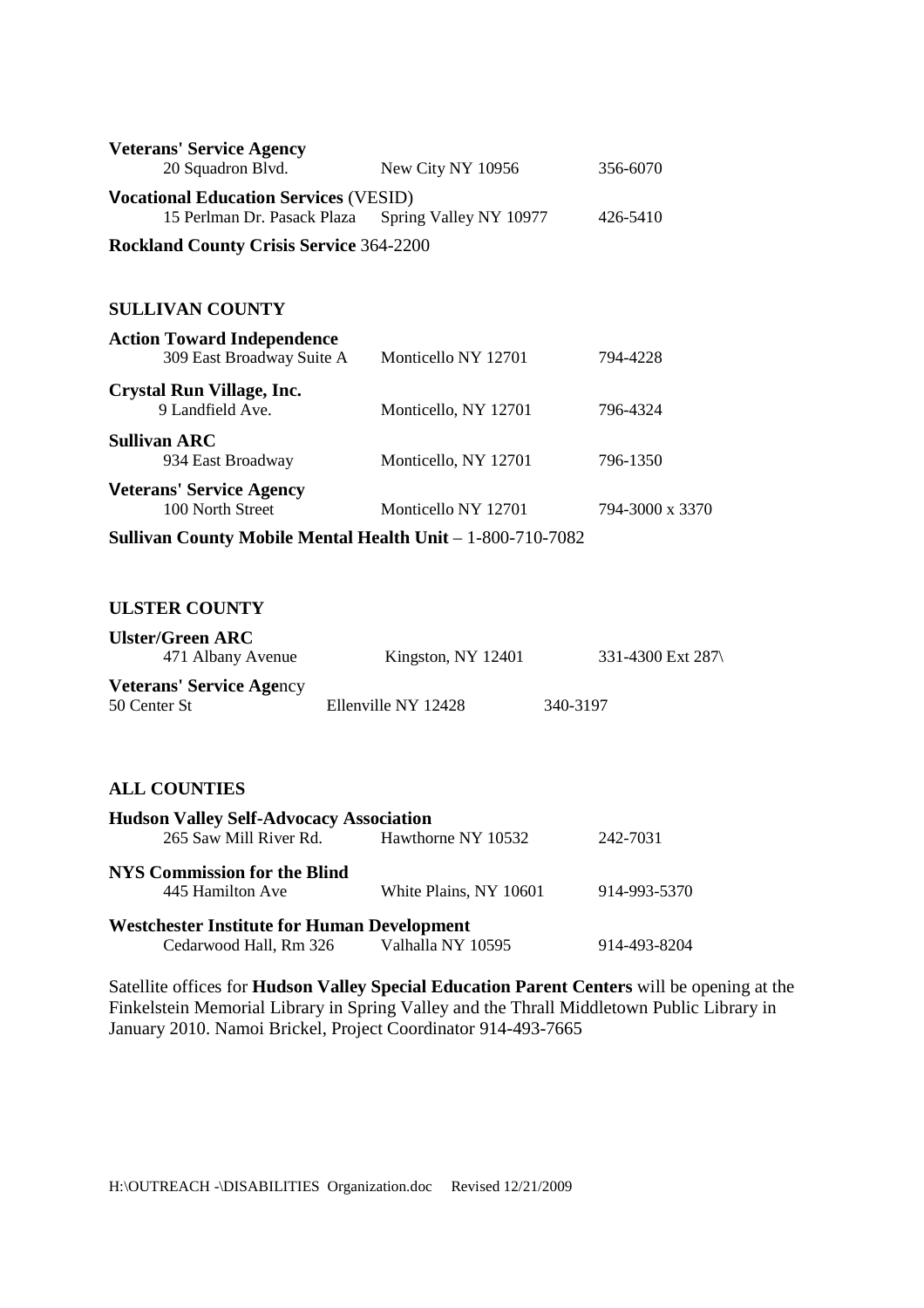**Veterans' Service Agency**
20 Squadron Blvd. | New City NY 10956 | 356-6070

**Vocational Education Services** (VESID)
15 Perlman Dr. Pasack Plaza | Spring Valley NY 10977 | 426-5410

**Rockland County Crisis Service** 364-2200

## SULLIVAN COUNTY

**Action Toward Independence**
309 East Broadway Suite A | Monticello NY 12701 | 794-4228

**Crystal Run Village, Inc.**
9 Landfield Ave. | Monticello, NY 12701 | 796-4324

**Sullivan ARC**
934 East Broadway | Monticello, NY 12701 | 796-1350

**Veterans' Service Agency**
100 North Street | Monticello NY 12701 | 794-3000 x 3370

**Sullivan County Mobile Mental Health Unit** – 1-800-710-7082

## ULSTER COUNTY

**Ulster/Green ARC**
471 Albany Avenue | Kingston, NY 12401 | 331-4300 Ext 287\

**Veterans' Service Age**ncy
50 Center St | Ellenville NY 12428 | 340-3197

## ALL COUNTIES

**Hudson Valley Self-Advocacy Association**
265 Saw Mill River Rd. | Hawthorne NY 10532 | 242-7031

**NYS Commission for the Blind**
445 Hamilton Ave | White Plains, NY 10601 | 914-993-5370

**Westchester Institute for Human Development**
Cedarwood Hall, Rm 326 | Valhalla NY 10595 | 914-493-8204

Satellite offices for **Hudson Valley Special Education Parent Centers** will be opening at the Finkelstein Memorial Library in Spring Valley and the Thrall Middletown Public Library in January 2010. Namoi Brickel, Project Coordinator 914-493-7665

H:\OUTREACH -\DISABILITIES Organization.doc Revised 12/21/2009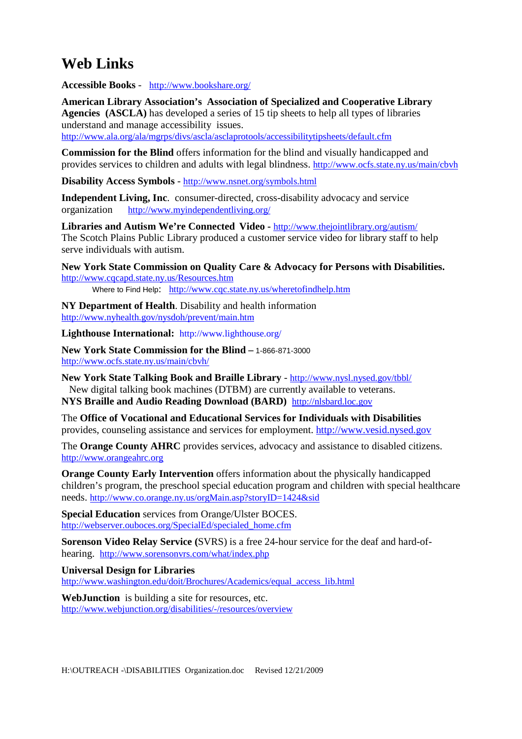# Web Links

**Accessible Books** - http://www.bookshare.org/

**American Library Association's Association of Specialized and Cooperative Library Agencies (ASCLA)** has developed a series of 15 tip sheets to help all types of libraries understand and manage accessibility issues.
http://www.ala.org/ala/mgrps/divs/ascla/asclaprotools/accessibilitytipsheets/default.cfm

**Commission for the Blind** offers information for the blind and visually handicapped and provides services to children and adults with legal blindness. http://www.ocfs.state.ny.us/main/cbvh

**Disability Access Symbols** - http://www.nsnet.org/symbols.html

**Independent Living, Inc**. consumer-directed, cross-disability advocacy and service organization http://www.myindependentliving.org/

**Libraries and Autism We're Connected Video** - http://www.thejointlibrary.org/autism/
The Scotch Plains Public Library produced a customer service video for library staff to help serve individuals with autism.

**New York State Commission on Quality Care & Advocacy for Persons with Disabilities.**
http://www.cqcapd.state.ny.us/Resources.htm
Where to Find Help: http://www.cqc.state.ny.us/wheretofindhelp.htm

**NY Department of Health**. Disability and health information
http://www.nyhealth.gov/nysdoh/prevent/main.htm

**Lighthouse International:** http://www.lighthouse.org/

**New York State Commission for the Blind** – 1-866-871-3000
http://www.ocfs.state.ny.us/main/cbvh/

**New York State Talking Book and Braille Library** - http://www.nysl.nysed.gov/tbbl/
New digital talking book machines (DTBM) are currently available to veterans.
**NYS Braille and Audio Reading Download (BARD)** http://nlsbard.loc.gov

The **Office of Vocational and Educational Services for Individuals with Disabilities** provides, counseling assistance and services for employment. http://www.vesid.nysed.gov

The **Orange County AHRC** provides services, advocacy and assistance to disabled citizens.
http://www.orangeahrc.org

**Orange County Early Intervention** offers information about the physically handicapped children's program, the preschool special education program and children with special healthcare needs. http://www.co.orange.ny.us/orgMain.asp?storyID=1424&sid

**Special Education** services from Orange/Ulster BOCES.
http://webserver.ouboces.org/SpecialEd/specialed_home.cfm

**Sorenson Video Relay Service (**SVRS) is a free 24-hour service for the deaf and hard-of-hearing. http://www.sorensonvrs.com/what/index.php

**Universal Design for Libraries**
http://www.washington.edu/doit/Brochures/Academics/equal_access_lib.html

**WebJunction** is building a site for resources, etc.
http://www.webjunction.org/disabilities/-/resources/overview

H:\OUTREACH -\DISABILITIES Organization.doc Revised 12/21/2009